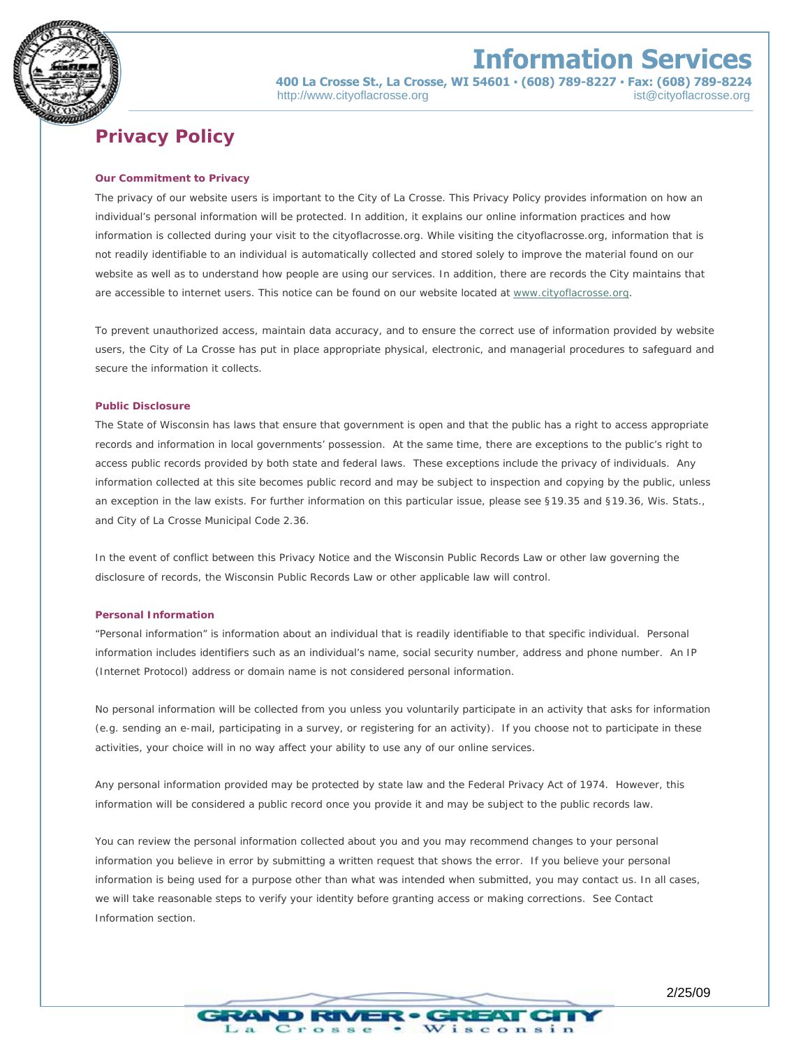# Information Services

**400 La Crosse St., La Crosse, WI 54601 • (608) 789-8227 • Fax: (608) 789-8224**
http://www.cityoflacrosse.org ist@cityoflacrosse.org

## Privacy Policy

### Our Commitment to Privacy

The privacy of our website users is important to the City of La Crosse. This Privacy Policy provides information on how an individual's personal information will be protected. In addition, it explains our online information practices and how information is collected during your visit to the cityoflacrosse.org. While visiting the cityoflacrosse.org, information that is not readily identifiable to an individual is automatically collected and stored solely to improve the material found on our website as well as to understand how people are using our services. In addition, there are records the City maintains that are accessible to internet users. This notice can be found on our website located at www.cityoflacrosse.org.

To prevent unauthorized access, maintain data accuracy, and to ensure the correct use of information provided by website users, the City of La Crosse has put in place appropriate physical, electronic, and managerial procedures to safeguard and secure the information it collects.

### Public Disclosure

The State of Wisconsin has laws that ensure that government is open and that the public has a right to access appropriate records and information in local governments' possession. At the same time, there are exceptions to the public's right to access public records provided by both state and federal laws. These exceptions include the privacy of individuals. Any information collected at this site becomes public record and may be subject to inspection and copying by the public, unless an exception in the law exists. For further information on this particular issue, please see §19.35 and §19.36, Wis. Stats., and City of La Crosse Municipal Code 2.36.

In the event of conflict between this Privacy Notice and the Wisconsin Public Records Law or other law governing the disclosure of records, the Wisconsin Public Records Law or other applicable law will control.

### Personal Information

"Personal information" is information about an individual that is readily identifiable to that specific individual. Personal information includes identifiers such as an individual's name, social security number, address and phone number. An IP (Internet Protocol) address or domain name is not considered personal information.

No personal information will be collected from you unless you voluntarily participate in an activity that asks for information (e.g. sending an e-mail, participating in a survey, or registering for an activity). If you choose not to participate in these activities, your choice will in no way affect your ability to use any of our online services.

Any personal information provided may be protected by state law and the Federal Privacy Act of 1974. However, this information will be considered a public record once you provide it and may be subject to the public records law.

You can review the personal information collected about you and you may recommend changes to your personal information you believe in error by submitting a written request that shows the error. If you believe your personal information is being used for a purpose other than what was intended when submitted, you may contact us. In all cases, we will take reasonable steps to verify your identity before granting access or making corrections. See Contact Information section.

2/25/09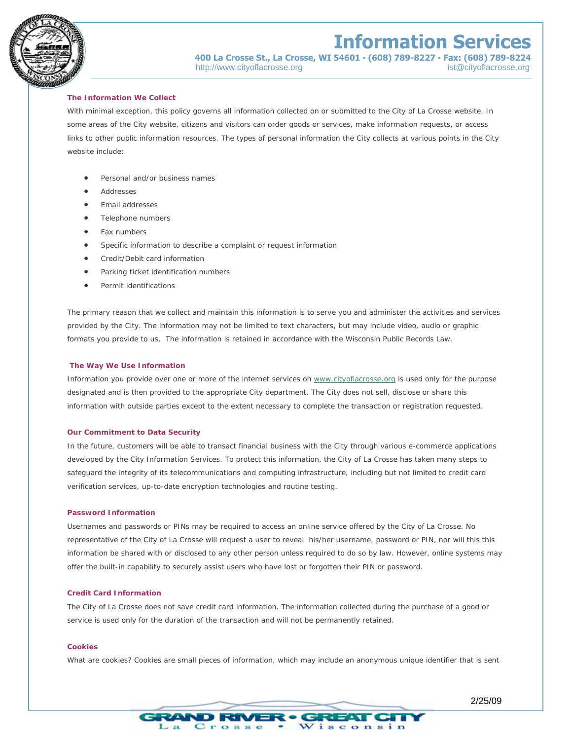## The Information We Collect

With minimal exception, this policy governs all information collected on or submitted to the City of La Crosse website. In some areas of the City website, citizens and visitors can order goods or services, make information requests, or access links to other public information resources. The types of personal information the City collects at various points in the City website include:

- Personal and/or business names
- Addresses
- Email addresses
- Telephone numbers
- Fax numbers
- Specific information to describe a complaint or request information
- Credit/Debit card information
- Parking ticket identification numbers
- Permit identifications

The primary reason that we collect and maintain this information is to serve you and administer the activities and services provided by the City. The information may not be limited to text characters, but may include video, audio or graphic formats you provide to us. The information is retained in accordance with the Wisconsin Public Records Law.

## The Way We Use Information

Information you provide over one or more of the internet services on www.cityoflacrosse.org is used only for the purpose designated and is then provided to the appropriate City department. The City does not sell, disclose or share this information with outside parties except to the extent necessary to complete the transaction or registration requested.

## Our Commitment to Data Security

In the future, customers will be able to transact financial business with the City through various e-commerce applications developed by the City Information Services. To protect this information, the City of La Crosse has taken many steps to safeguard the integrity of its telecommunications and computing infrastructure, including but not limited to credit card verification services, up-to-date encryption technologies and routine testing.

## Password Information

Usernames and passwords or PINs may be required to access an online service offered by the City of La Crosse. No representative of the City of La Crosse will request a user to reveal his/her username, password or PIN, nor will this this information be shared with or disclosed to any other person unless required to do so by law. However, online systems may offer the built-in capability to securely assist users who have lost or forgotten their PIN or password.

## Credit Card Information

The City of La Crosse does not save credit card information. The information collected during the purchase of a good or service is used only for the duration of the transaction and will not be permanently retained.

## Cookies

What are cookies? Cookies are small pieces of information, which may include an anonymous unique identifier that is sent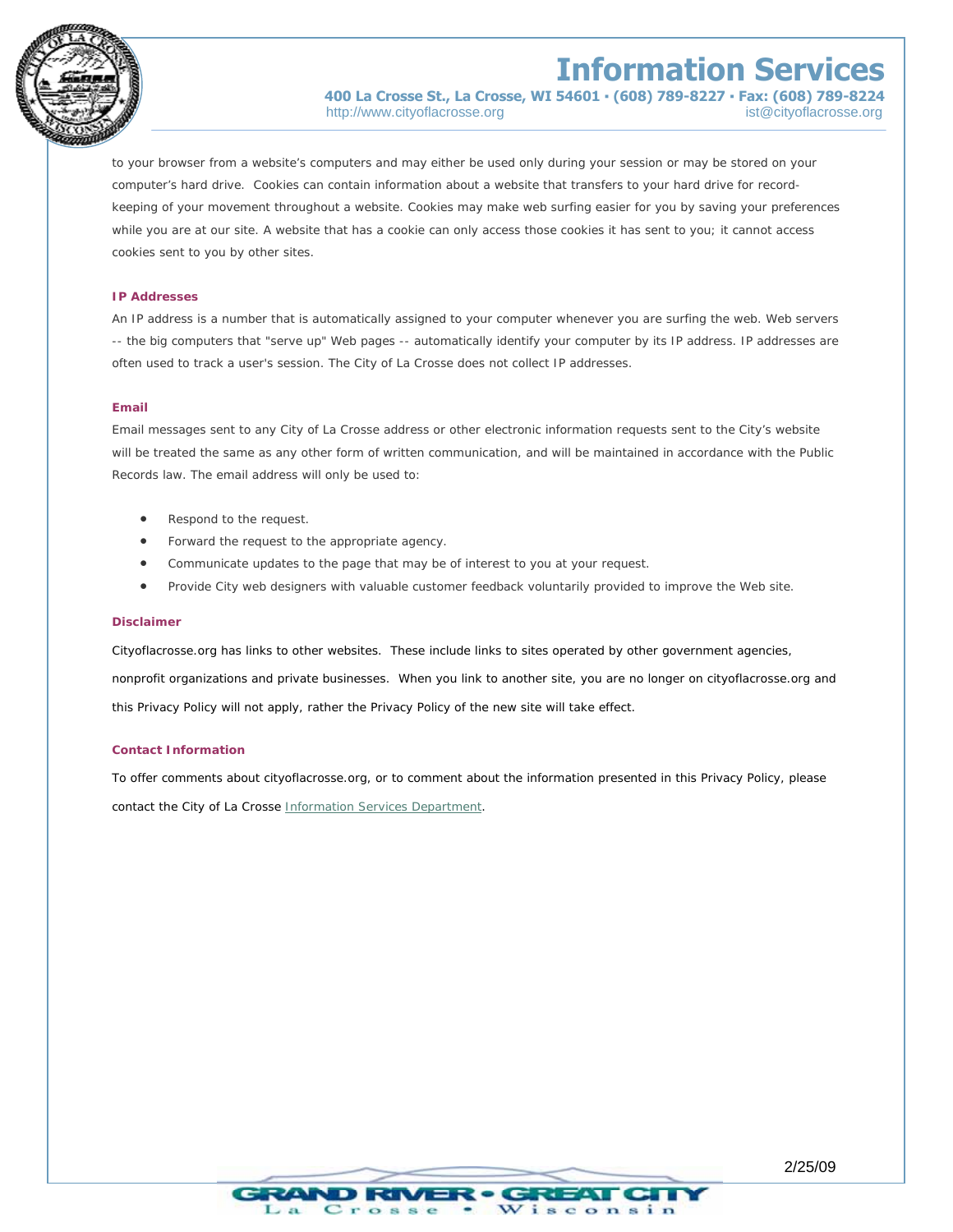to your browser from a website's computers and may either be used only during your session or may be stored on your computer's hard drive. Cookies can contain information about a website that transfers to your hard drive for record-keeping of your movement throughout a website. Cookies may make web surfing easier for you by saving your preferences while you are at our site. A website that has a cookie can only access those cookies it has sent to you; it cannot access cookies sent to you by other sites.

### IP Addresses

An IP address is a number that is automatically assigned to your computer whenever you are surfing the web. Web servers -- the big computers that "serve up" Web pages -- automatically identify your computer by its IP address. IP addresses are often used to track a user's session. The City of La Crosse does not collect IP addresses.

### Email

Email messages sent to any City of La Crosse address or other electronic information requests sent to the City's website will be treated the same as any other form of written communication, and will be maintained in accordance with the Public Records law. The email address will only be used to:

- Respond to the request.
- Forward the request to the appropriate agency.
- Communicate updates to the page that may be of interest to you at your request.
- Provide City web designers with valuable customer feedback voluntarily provided to improve the Web site.

### Disclaimer

Cityoflacrosse.org has links to other websites. These include links to sites operated by other government agencies, nonprofit organizations and private businesses. When you link to another site, you are no longer on cityoflacrosse.org and this Privacy Policy will not apply, rather the Privacy Policy of the new site will take effect.

### Contact Information

To offer comments about cityoflacrosse.org, or to comment about the information presented in this Privacy Policy, please contact the City of La Crosse Information Services Department.

2/25/09